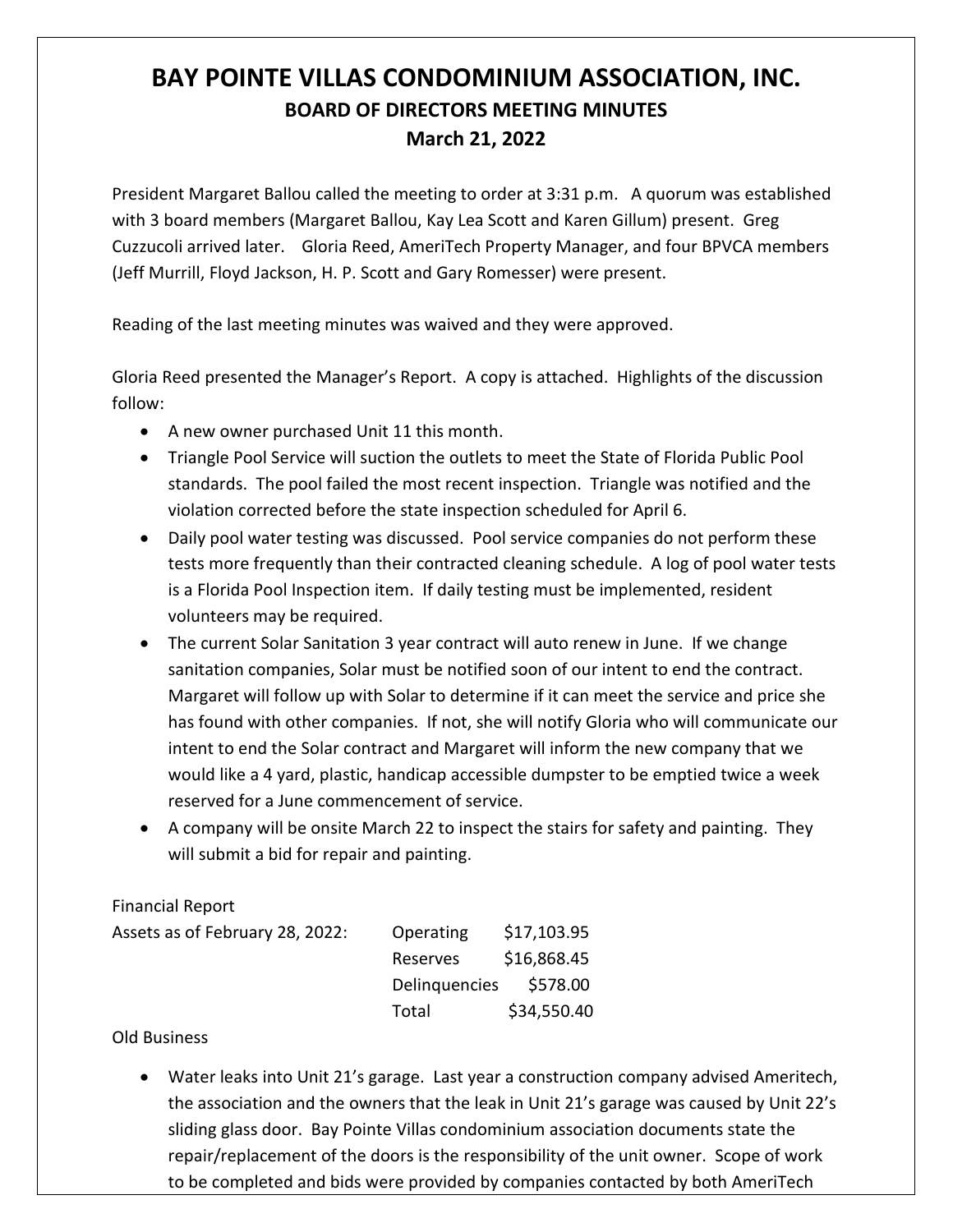# BAY POINTE VILLAS CONDOMINIUM ASSOCIATION, INC.

## BOARD OF DIRECTORS MEETING MINUTES

## March 21, 2022

President Margaret Ballou called the meeting to order at 3:31 p.m. A quorum was established with 3 board members (Margaret Ballou, Kay Lea Scott and Karen Gillum) present. Greg Cuzzucoli arrived later. Gloria Reed, AmeriTech Property Manager, and four BPVCA members (Jeff Murrill, Floyd Jackson, H. P. Scott and Gary Romesser) were present.

Reading of the last meeting minutes was waived and they were approved.

Gloria Reed presented the Manager's Report. A copy is attached. Highlights of the discussion follow:

- A new owner purchased Unit 11 this month.
- Triangle Pool Service will suction the outlets to meet the State of Florida Public Pool standards. The pool failed the most recent inspection. Triangle was notified and the violation corrected before the state inspection scheduled for April 6.
- Daily pool water testing was discussed. Pool service companies do not perform these tests more frequently than their contracted cleaning schedule. A log of pool water tests is a Florida Pool Inspection item. If daily testing must be implemented, resident volunteers may be required.
- The current Solar Sanitation 3 year contract will auto renew in June. If we change sanitation companies, Solar must be notified soon of our intent to end the contract. Margaret will follow up with Solar to determine if it can meet the service and price she has found with other companies. If not, she will notify Gloria who will communicate our intent to end the Solar contract and Margaret will inform the new company that we would like a 4 yard, plastic, handicap accessible dumpster to be emptied twice a week reserved for a June commencement of service.
- A company will be onsite March 22 to inspect the stairs for safety and painting. They will submit a bid for repair and painting.

Financial Report

| Assets as of February 28, 2022: | Operating | $17,103.95 |
|---|---|---|
| | Reserves | $16,868.45 |
| | Delinquencies | $578.00 |
| | Total | $34,550.40 |

Old Business

- Water leaks into Unit 21's garage. Last year a construction company advised Ameritech, the association and the owners that the leak in Unit 21's garage was caused by Unit 22's sliding glass door. Bay Pointe Villas condominium association documents state the repair/replacement of the doors is the responsibility of the unit owner. Scope of work to be completed and bids were provided by companies contacted by both AmeriTech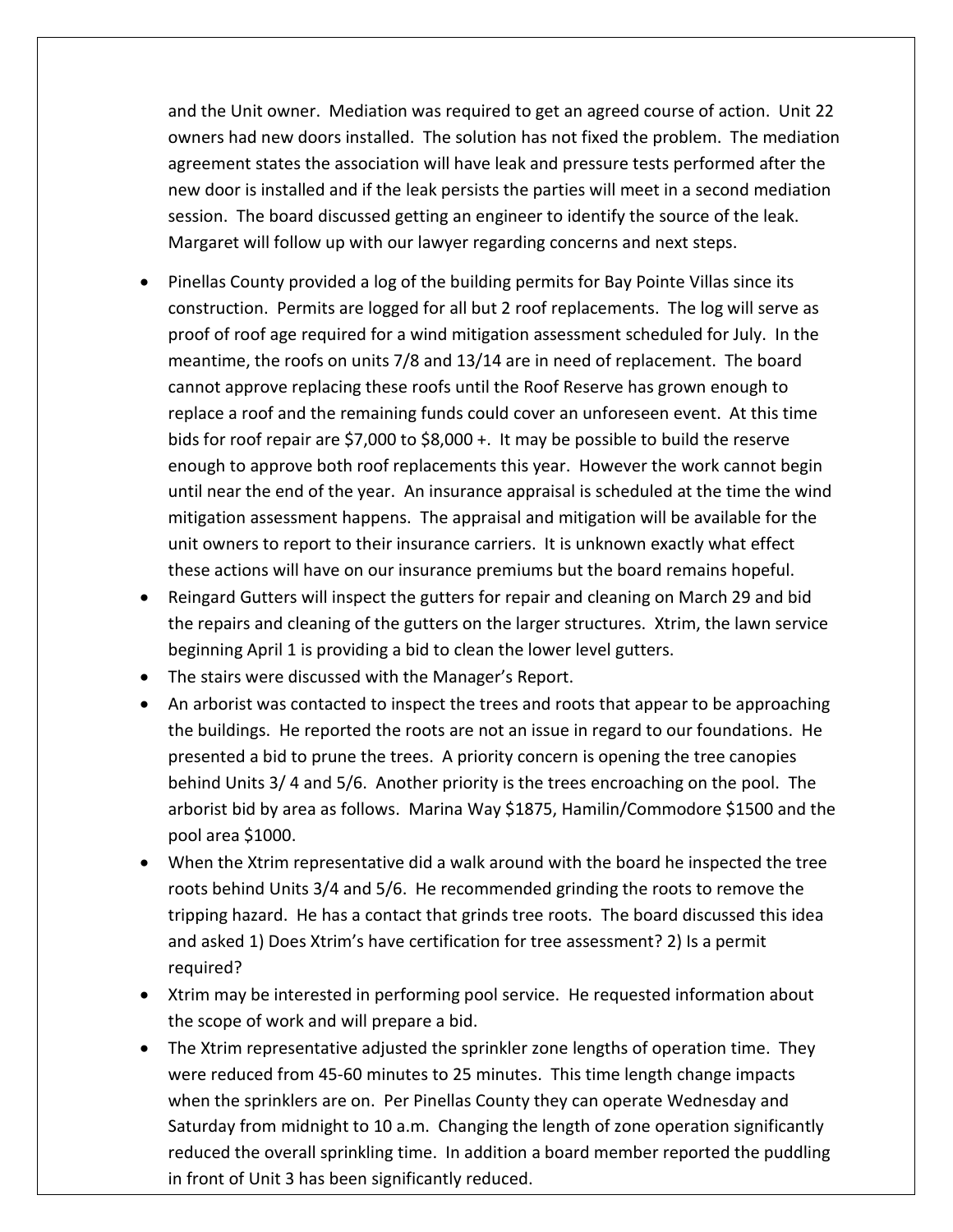and the Unit owner. Mediation was required to get an agreed course of action. Unit 22 owners had new doors installed. The solution has not fixed the problem. The mediation agreement states the association will have leak and pressure tests performed after the new door is installed and if the leak persists the parties will meet in a second mediation session. The board discussed getting an engineer to identify the source of the leak. Margaret will follow up with our lawyer regarding concerns and next steps.

- Pinellas County provided a log of the building permits for Bay Pointe Villas since its construction. Permits are logged for all but 2 roof replacements. The log will serve as proof of roof age required for a wind mitigation assessment scheduled for July. In the meantime, the roofs on units 7/8 and 13/14 are in need of replacement. The board cannot approve replacing these roofs until the Roof Reserve has grown enough to replace a roof and the remaining funds could cover an unforeseen event. At this time bids for roof repair are $7,000 to $8,000 +. It may be possible to build the reserve enough to approve both roof replacements this year. However the work cannot begin until near the end of the year. An insurance appraisal is scheduled at the time the wind mitigation assessment happens. The appraisal and mitigation will be available for the unit owners to report to their insurance carriers. It is unknown exactly what effect these actions will have on our insurance premiums but the board remains hopeful.
- Reingard Gutters will inspect the gutters for repair and cleaning on March 29 and bid the repairs and cleaning of the gutters on the larger structures. Xtrim, the lawn service beginning April 1 is providing a bid to clean the lower level gutters.
- The stairs were discussed with the Manager's Report.
- An arborist was contacted to inspect the trees and roots that appear to be approaching the buildings. He reported the roots are not an issue in regard to our foundations. He presented a bid to prune the trees. A priority concern is opening the tree canopies behind Units 3/ 4 and 5/6. Another priority is the trees encroaching on the pool. The arborist bid by area as follows. Marina Way $1875, Hamilin/Commodore $1500 and the pool area $1000.
- When the Xtrim representative did a walk around with the board he inspected the tree roots behind Units 3/4 and 5/6. He recommended grinding the roots to remove the tripping hazard. He has a contact that grinds tree roots. The board discussed this idea and asked 1) Does Xtrim's have certification for tree assessment? 2) Is a permit required?
- Xtrim may be interested in performing pool service. He requested information about the scope of work and will prepare a bid.
- The Xtrim representative adjusted the sprinkler zone lengths of operation time. They were reduced from 45-60 minutes to 25 minutes. This time length change impacts when the sprinklers are on. Per Pinellas County they can operate Wednesday and Saturday from midnight to 10 a.m. Changing the length of zone operation significantly reduced the overall sprinkling time. In addition a board member reported the puddling in front of Unit 3 has been significantly reduced.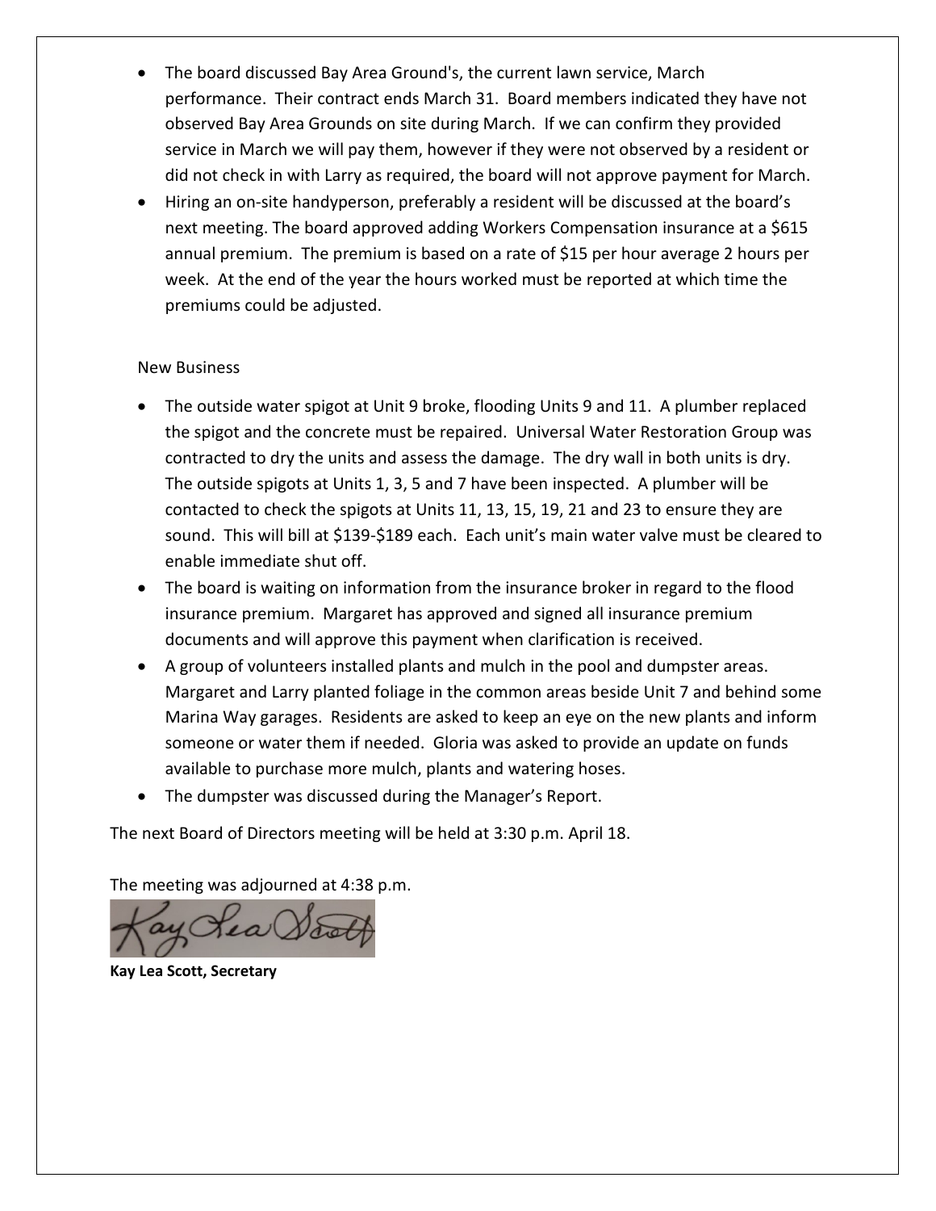- The board discussed Bay Area Ground's, the current lawn service, March performance. Their contract ends March 31. Board members indicated they have not observed Bay Area Grounds on site during March. If we can confirm they provided service in March we will pay them, however if they were not observed by a resident or did not check in with Larry as required, the board will not approve payment for March.
- Hiring an on-site handyperson, preferably a resident will be discussed at the board's next meeting. The board approved adding Workers Compensation insurance at a $615 annual premium. The premium is based on a rate of $15 per hour average 2 hours per week. At the end of the year the hours worked must be reported at which time the premiums could be adjusted.

New Business

- The outside water spigot at Unit 9 broke, flooding Units 9 and 11. A plumber replaced the spigot and the concrete must be repaired. Universal Water Restoration Group was contracted to dry the units and assess the damage. The dry wall in both units is dry. The outside spigots at Units 1, 3, 5 and 7 have been inspected. A plumber will be contacted to check the spigots at Units 11, 13, 15, 19, 21 and 23 to ensure they are sound. This will bill at $139-$189 each. Each unit's main water valve must be cleared to enable immediate shut off.
- The board is waiting on information from the insurance broker in regard to the flood insurance premium. Margaret has approved and signed all insurance premium documents and will approve this payment when clarification is received.
- A group of volunteers installed plants and mulch in the pool and dumpster areas. Margaret and Larry planted foliage in the common areas beside Unit 7 and behind some Marina Way garages. Residents are asked to keep an eye on the new plants and inform someone or water them if needed. Gloria was asked to provide an update on funds available to purchase more mulch, plants and watering hoses.
- The dumpster was discussed during the Manager's Report.

The next Board of Directors meeting will be held at 3:30 p.m. April 18.

The meeting was adjourned at 4:38 p.m.

Kay Lea Scott

**Kay Lea Scott, Secretary**